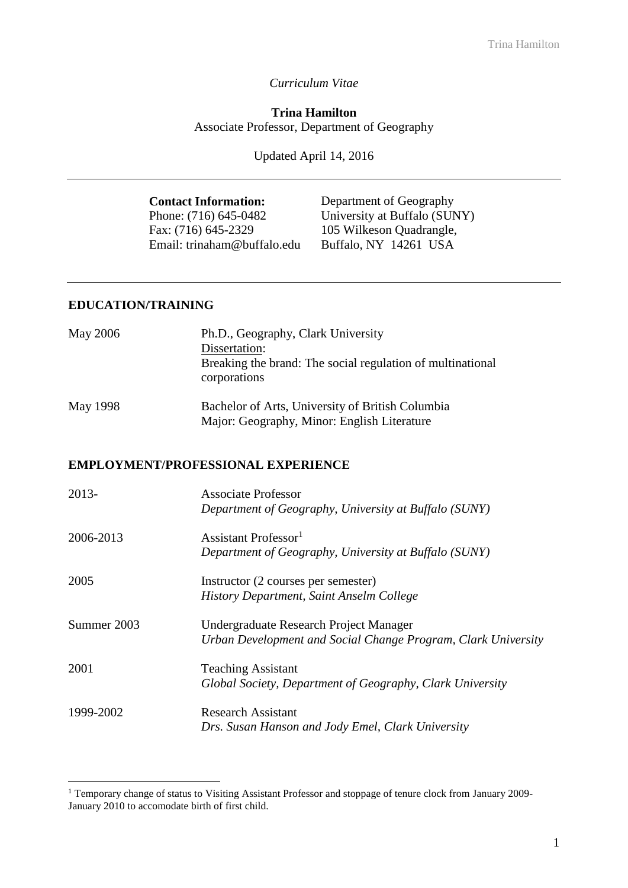*Curriculum Vitae*

**Trina Hamilton**
Associate Professor, Department of Geography

Updated April 14, 2016

---

**Contact Information:**
Phone: (716) 645-0482
Fax: (716) 645-2329
Email: trinaham@buffalo.edu

Department of Geography
University at Buffalo (SUNY)
105 Wilkeson Quadrangle,
Buffalo, NY 14261 USA

---

## EDUCATION/TRAINING

| | |
|---|---|
| May 2006 | Ph.D., Geography, Clark University<br>Dissertation:<br>Breaking the brand: The social regulation of multinational corporations |
| May 1998 | Bachelor of Arts, University of British Columbia<br>Major: Geography, Minor: English Literature |

## EMPLOYMENT/PROFESSIONAL EXPERIENCE

| | |
|---|---|
| 2013- | Associate Professor<br>*Department of Geography, University at Buffalo (SUNY)* |
| 2006-2013 | Assistant Professor[1]<br>*Department of Geography, University at Buffalo (SUNY)* |
| 2005 | Instructor (2 courses per semester)<br>*History Department, Saint Anselm College* |
| Summer 2003 | Undergraduate Research Project Manager<br>*Urban Development and Social Change Program, Clark University* |
| 2001 | Teaching Assistant<br>*Global Society, Department of Geography, Clark University* |
| 1999-2002 | Research Assistant<br>*Drs. Susan Hanson and Jody Emel, Clark University* |

---

[1] Temporary change of status to Visiting Assistant Professor and stoppage of tenure clock from January 2009-January 2010 to accomodate birth of first child.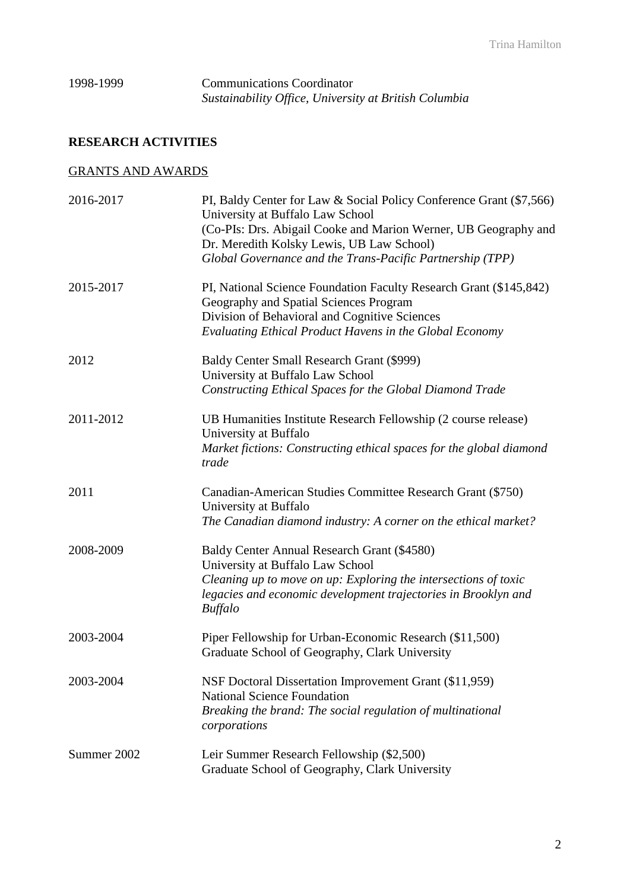1998-1999 Communications Coordinator
*Sustainability Office, University at British Columbia*

## RESEARCH ACTIVITIES

### GRANTS AND AWARDS

2016-2017 PI, Baldy Center for Law & Social Policy Conference Grant ($7,566)
University at Buffalo Law School
(Co-PIs: Drs. Abigail Cooke and Marion Werner, UB Geography and Dr. Meredith Kolsky Lewis, UB Law School)
*Global Governance and the Trans-Pacific Partnership (TPP)*

2015-2017 PI, National Science Foundation Faculty Research Grant ($145,842)
Geography and Spatial Sciences Program
Division of Behavioral and Cognitive Sciences
*Evaluating Ethical Product Havens in the Global Economy*

2012 Baldy Center Small Research Grant ($999)
University at Buffalo Law School
*Constructing Ethical Spaces for the Global Diamond Trade*

2011-2012 UB Humanities Institute Research Fellowship (2 course release)
University at Buffalo
*Market fictions: Constructing ethical spaces for the global diamond trade*

2011 Canadian-American Studies Committee Research Grant ($750)
University at Buffalo
*The Canadian diamond industry: A corner on the ethical market?*

2008-2009 Baldy Center Annual Research Grant ($4580)
University at Buffalo Law School
*Cleaning up to move on up: Exploring the intersections of toxic legacies and economic development trajectories in Brooklyn and Buffalo*

2003-2004 Piper Fellowship for Urban-Economic Research ($11,500)
Graduate School of Geography, Clark University

2003-2004 NSF Doctoral Dissertation Improvement Grant ($11,959)
National Science Foundation
*Breaking the brand: The social regulation of multinational corporations*

Summer 2002 Leir Summer Research Fellowship ($2,500)
Graduate School of Geography, Clark University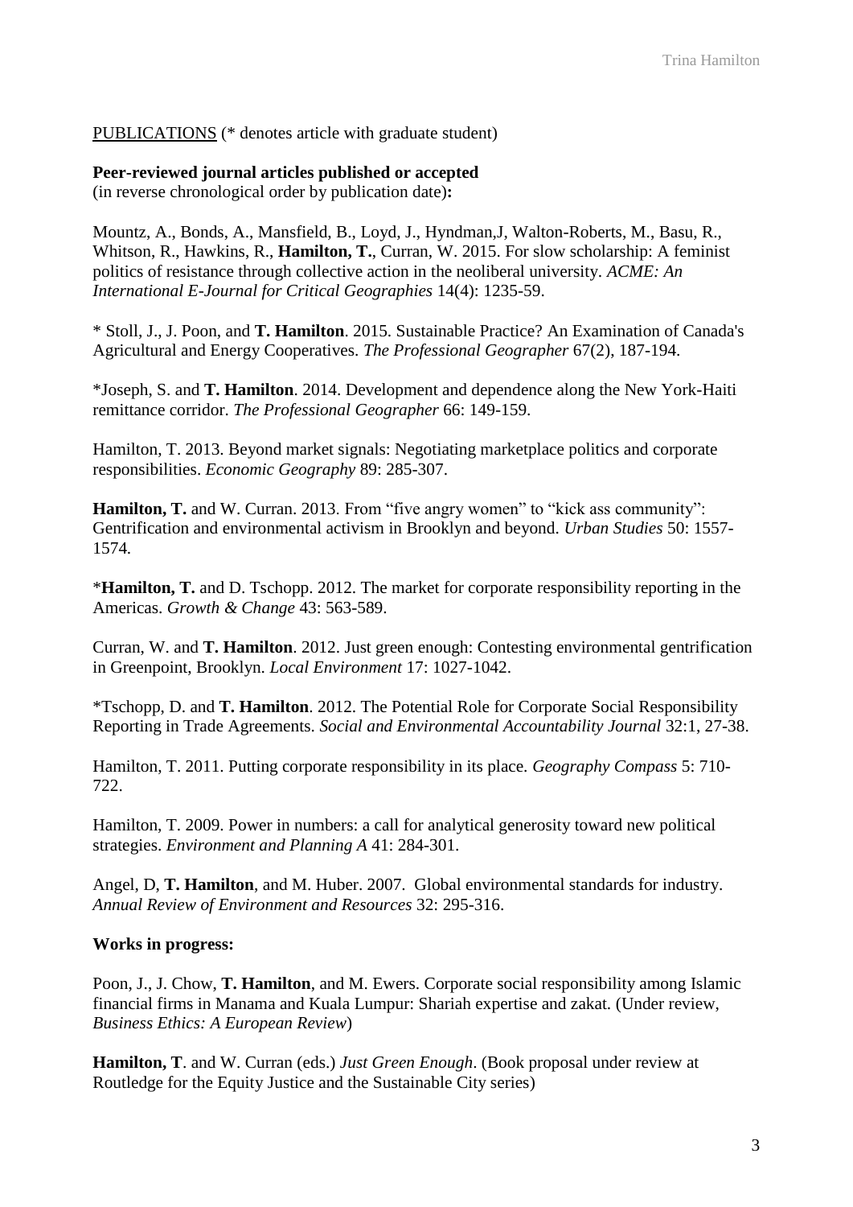PUBLICATIONS (* denotes article with graduate student)

**Peer-reviewed journal articles published or accepted**
(in reverse chronological order by publication date)**:**

Mountz, A., Bonds, A., Mansfield, B., Loyd, J., Hyndman,J, Walton-Roberts, M., Basu, R., Whitson, R., Hawkins, R., **Hamilton, T.**, Curran, W. 2015. For slow scholarship: A feminist politics of resistance through collective action in the neoliberal university. *ACME: An International E-Journal for Critical Geographies* 14(4): 1235-59.

* Stoll, J., J. Poon, and **T. Hamilton**. 2015. Sustainable Practice? An Examination of Canada's Agricultural and Energy Cooperatives. *The Professional Geographer* 67(2), 187-194.

*Joseph, S. and **T. Hamilton**. 2014. Development and dependence along the New York-Haiti remittance corridor. *The Professional Geographer* 66: 149-159.

Hamilton, T. 2013. Beyond market signals: Negotiating marketplace politics and corporate responsibilities. *Economic Geography* 89: 285-307.

**Hamilton, T.** and W. Curran. 2013. From "five angry women" to "kick ass community": Gentrification and environmental activism in Brooklyn and beyond. *Urban Studies* 50: 1557-1574.

***Hamilton, T.** and D. Tschopp. 2012. The market for corporate responsibility reporting in the Americas. *Growth & Change* 43: 563-589.

Curran, W. and **T. Hamilton**. 2012. Just green enough: Contesting environmental gentrification in Greenpoint, Brooklyn. *Local Environment* 17: 1027-1042.

*Tschopp, D. and **T. Hamilton**. 2012. The Potential Role for Corporate Social Responsibility Reporting in Trade Agreements. *Social and Environmental Accountability Journal* 32:1, 27-38.

Hamilton, T. 2011. Putting corporate responsibility in its place. *Geography Compass* 5: 710-722.

Hamilton, T. 2009. Power in numbers: a call for analytical generosity toward new political strategies. *Environment and Planning A* 41: 284-301.

Angel, D, **T. Hamilton**, and M. Huber. 2007. Global environmental standards for industry. *Annual Review of Environment and Resources* 32: 295-316.

**Works in progress:**

Poon, J., J. Chow, **T. Hamilton**, and M. Ewers. Corporate social responsibility among Islamic financial firms in Manama and Kuala Lumpur: Shariah expertise and zakat. (Under review, *Business Ethics: A European Review*)

**Hamilton, T**. and W. Curran (eds.) *Just Green Enough*. (Book proposal under review at Routledge for the Equity Justice and the Sustainable City series)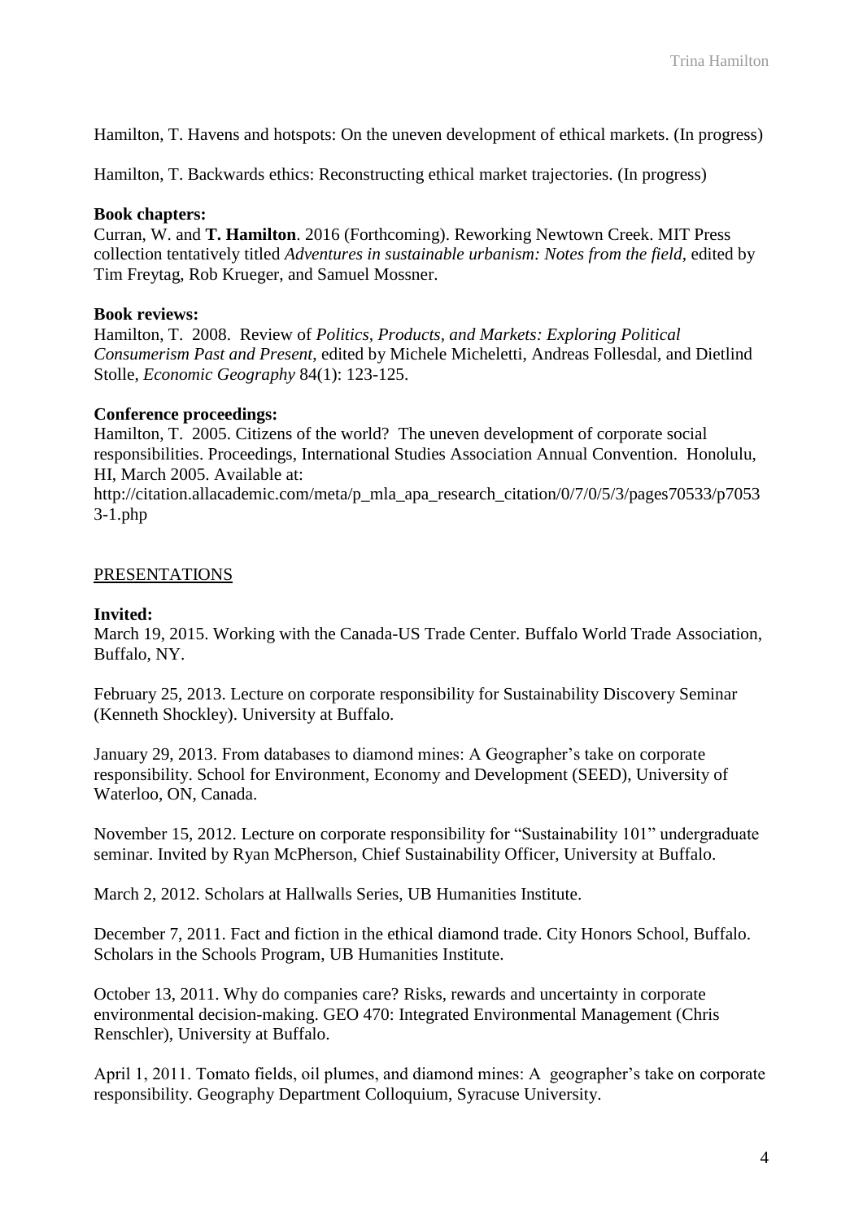Hamilton, T. Havens and hotspots: On the uneven development of ethical markets. (In progress)

Hamilton, T. Backwards ethics: Reconstructing ethical market trajectories. (In progress)

**Book chapters:**
Curran, W. and **T. Hamilton**. 2016 (Forthcoming). Reworking Newtown Creek. MIT Press collection tentatively titled *Adventures in sustainable urbanism: Notes from the field*, edited by Tim Freytag, Rob Krueger, and Samuel Mossner.

**Book reviews:**
Hamilton, T. 2008. Review of *Politics, Products, and Markets: Exploring Political Consumerism Past and Present*, edited by Michele Micheletti, Andreas Follesdal, and Dietlind Stolle, *Economic Geography* 84(1): 123-125.

**Conference proceedings:**
Hamilton, T. 2005. Citizens of the world? The uneven development of corporate social responsibilities. Proceedings, International Studies Association Annual Convention. Honolulu, HI, March 2005. Available at:
http://citation.allacademic.com/meta/p_mla_apa_research_citation/0/7/0/5/3/pages70533/p70533-1.php

## PRESENTATIONS

**Invited:**
March 19, 2015. Working with the Canada-US Trade Center. Buffalo World Trade Association, Buffalo, NY.

February 25, 2013. Lecture on corporate responsibility for Sustainability Discovery Seminar (Kenneth Shockley). University at Buffalo.

January 29, 2013. From databases to diamond mines: A Geographer's take on corporate responsibility. School for Environment, Economy and Development (SEED), University of Waterloo, ON, Canada.

November 15, 2012. Lecture on corporate responsibility for "Sustainability 101" undergraduate seminar. Invited by Ryan McPherson, Chief Sustainability Officer, University at Buffalo.

March 2, 2012. Scholars at Hallwalls Series, UB Humanities Institute.

December 7, 2011. Fact and fiction in the ethical diamond trade. City Honors School, Buffalo. Scholars in the Schools Program, UB Humanities Institute.

October 13, 2011. Why do companies care? Risks, rewards and uncertainty in corporate environmental decision-making. GEO 470: Integrated Environmental Management (Chris Renschler), University at Buffalo.

April 1, 2011. Tomato fields, oil plumes, and diamond mines: A geographer's take on corporate responsibility. Geography Department Colloquium, Syracuse University.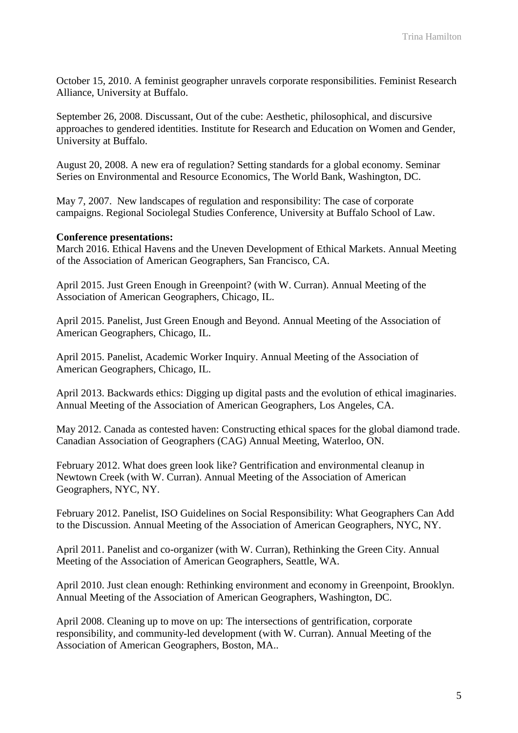October 15, 2010. A feminist geographer unravels corporate responsibilities. Feminist Research Alliance, University at Buffalo.

September 26, 2008. Discussant, Out of the cube: Aesthetic, philosophical, and discursive approaches to gendered identities. Institute for Research and Education on Women and Gender, University at Buffalo.

August 20, 2008. A new era of regulation? Setting standards for a global economy. Seminar Series on Environmental and Resource Economics, The World Bank, Washington, DC.

May 7, 2007. New landscapes of regulation and responsibility: The case of corporate campaigns. Regional Sociolegal Studies Conference, University at Buffalo School of Law.

**Conference presentations:**

March 2016. Ethical Havens and the Uneven Development of Ethical Markets. Annual Meeting of the Association of American Geographers, San Francisco, CA.

April 2015. Just Green Enough in Greenpoint? (with W. Curran). Annual Meeting of the Association of American Geographers, Chicago, IL.

April 2015. Panelist, Just Green Enough and Beyond. Annual Meeting of the Association of American Geographers, Chicago, IL.

April 2015. Panelist, Academic Worker Inquiry. Annual Meeting of the Association of American Geographers, Chicago, IL.

April 2013. Backwards ethics: Digging up digital pasts and the evolution of ethical imaginaries. Annual Meeting of the Association of American Geographers, Los Angeles, CA.

May 2012. Canada as contested haven: Constructing ethical spaces for the global diamond trade. Canadian Association of Geographers (CAG) Annual Meeting, Waterloo, ON.

February 2012. What does green look like? Gentrification and environmental cleanup in Newtown Creek (with W. Curran). Annual Meeting of the Association of American Geographers, NYC, NY.

February 2012. Panelist, ISO Guidelines on Social Responsibility: What Geographers Can Add to the Discussion. Annual Meeting of the Association of American Geographers, NYC, NY.

April 2011. Panelist and co-organizer (with W. Curran), Rethinking the Green City. Annual Meeting of the Association of American Geographers, Seattle, WA.

April 2010. Just clean enough: Rethinking environment and economy in Greenpoint, Brooklyn. Annual Meeting of the Association of American Geographers, Washington, DC.

April 2008. Cleaning up to move on up: The intersections of gentrification, corporate responsibility, and community-led development (with W. Curran). Annual Meeting of the Association of American Geographers, Boston, MA..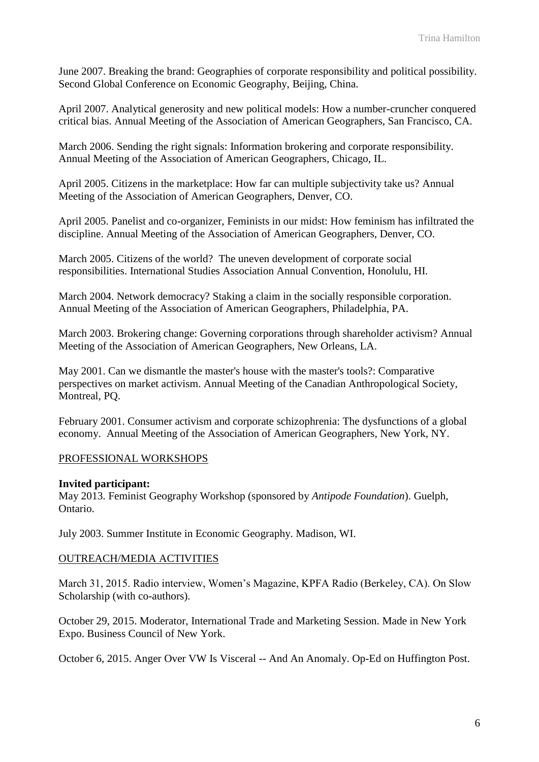June 2007. Breaking the brand: Geographies of corporate responsibility and political possibility. Second Global Conference on Economic Geography, Beijing, China.

April 2007. Analytical generosity and new political models: How a number-cruncher conquered critical bias. Annual Meeting of the Association of American Geographers, San Francisco, CA.

March 2006. Sending the right signals: Information brokering and corporate responsibility. Annual Meeting of the Association of American Geographers, Chicago, IL.

April 2005. Citizens in the marketplace: How far can multiple subjectivity take us? Annual Meeting of the Association of American Geographers, Denver, CO.

April 2005. Panelist and co-organizer, Feminists in our midst: How feminism has infiltrated the discipline. Annual Meeting of the Association of American Geographers, Denver, CO.

March 2005. Citizens of the world? The uneven development of corporate social responsibilities. International Studies Association Annual Convention, Honolulu, HI.

March 2004. Network democracy? Staking a claim in the socially responsible corporation. Annual Meeting of the Association of American Geographers, Philadelphia, PA.

March 2003. Brokering change: Governing corporations through shareholder activism? Annual Meeting of the Association of American Geographers, New Orleans, LA.

May 2001. Can we dismantle the master's house with the master's tools?: Comparative perspectives on market activism. Annual Meeting of the Canadian Anthropological Society, Montreal, PQ.

February 2001. Consumer activism and corporate schizophrenia: The dysfunctions of a global economy. Annual Meeting of the Association of American Geographers, New York, NY.

## PROFESSIONAL WORKSHOPS

**Invited participant:**
May 2013. Feminist Geography Workshop (sponsored by *Antipode Foundation*). Guelph, Ontario.

July 2003. Summer Institute in Economic Geography. Madison, WI.

## OUTREACH/MEDIA ACTIVITIES

March 31, 2015. Radio interview, Women's Magazine, KPFA Radio (Berkeley, CA). On Slow Scholarship (with co-authors).

October 29, 2015. Moderator, International Trade and Marketing Session. Made in New York Expo. Business Council of New York.

October 6, 2015. Anger Over VW Is Visceral -- And An Anomaly. Op-Ed on Huffington Post.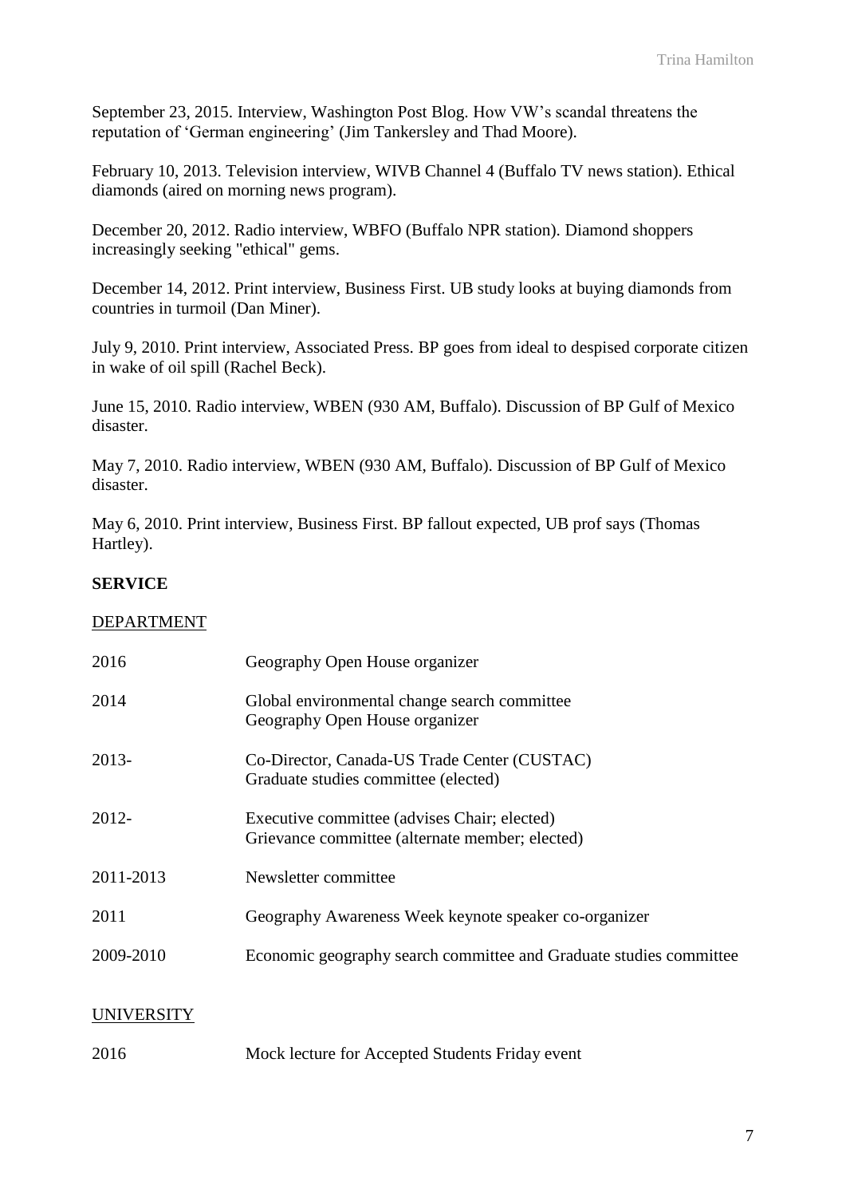September 23, 2015. Interview, Washington Post Blog. How VW's scandal threatens the reputation of 'German engineering' (Jim Tankersley and Thad Moore).

February 10, 2013. Television interview, WIVB Channel 4 (Buffalo TV news station). Ethical diamonds (aired on morning news program).

December 20, 2012. Radio interview, WBFO (Buffalo NPR station). Diamond shoppers increasingly seeking "ethical" gems.

December 14, 2012. Print interview, Business First. UB study looks at buying diamonds from countries in turmoil (Dan Miner).

July 9, 2010. Print interview, Associated Press. BP goes from ideal to despised corporate citizen in wake of oil spill (Rachel Beck).

June 15, 2010. Radio interview, WBEN (930 AM, Buffalo). Discussion of BP Gulf of Mexico disaster.

May 7, 2010. Radio interview, WBEN (930 AM, Buffalo). Discussion of BP Gulf of Mexico disaster.

May 6, 2010. Print interview, Business First. BP fallout expected, UB prof says (Thomas Hartley).

## SERVICE

### DEPARTMENT

| | |
|---|---|
| 2016 | Geography Open House organizer |
| 2014 | Global environmental change search committee<br>Geography Open House organizer |
| 2013- | Co-Director, Canada-US Trade Center (CUSTAC)<br>Graduate studies committee (elected) |
| 2012- | Executive committee (advises Chair; elected)<br>Grievance committee (alternate member; elected) |
| 2011-2013 | Newsletter committee |
| 2011 | Geography Awareness Week keynote speaker co-organizer |
| 2009-2010 | Economic geography search committee and Graduate studies committee |

### UNIVERSITY

| | |
|---|---|
| 2016 | Mock lecture for Accepted Students Friday event |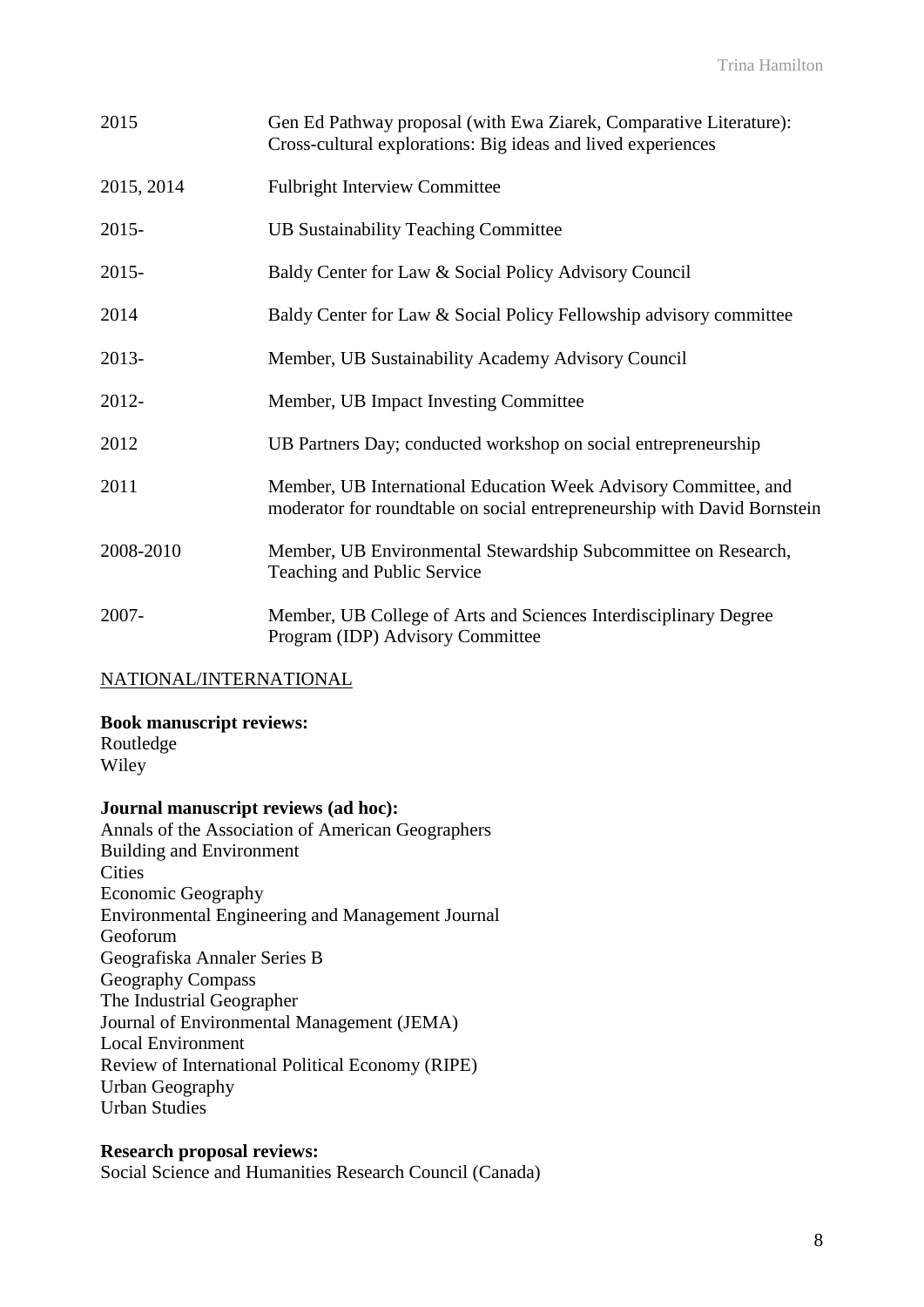| | |
|---|---|
| 2015 | Gen Ed Pathway proposal (with Ewa Ziarek, Comparative Literature): Cross-cultural explorations: Big ideas and lived experiences |
| 2015, 2014 | Fulbright Interview Committee |
| 2015- | UB Sustainability Teaching Committee |
| 2015- | Baldy Center for Law & Social Policy Advisory Council |
| 2014 | Baldy Center for Law & Social Policy Fellowship advisory committee |
| 2013- | Member, UB Sustainability Academy Advisory Council |
| 2012- | Member, UB Impact Investing Committee |
| 2012 | UB Partners Day; conducted workshop on social entrepreneurship |
| 2011 | Member, UB International Education Week Advisory Committee, and moderator for roundtable on social entrepreneurship with David Bornstein |
| 2008-2010 | Member, UB Environmental Stewardship Subcommittee on Research, Teaching and Public Service |
| 2007- | Member, UB College of Arts and Sciences Interdisciplinary Degree Program (IDP) Advisory Committee |

NATIONAL/INTERNATIONAL

**Book manuscript reviews:**
Routledge
Wiley

**Journal manuscript reviews (ad hoc):**
Annals of the Association of American Geographers
Building and Environment
Cities
Economic Geography
Environmental Engineering and Management Journal
Geoforum
Geografiska Annaler Series B
Geography Compass
The Industrial Geographer
Journal of Environmental Management (JEMA)
Local Environment
Review of International Political Economy (RIPE)
Urban Geography
Urban Studies

**Research proposal reviews:**
Social Science and Humanities Research Council (Canada)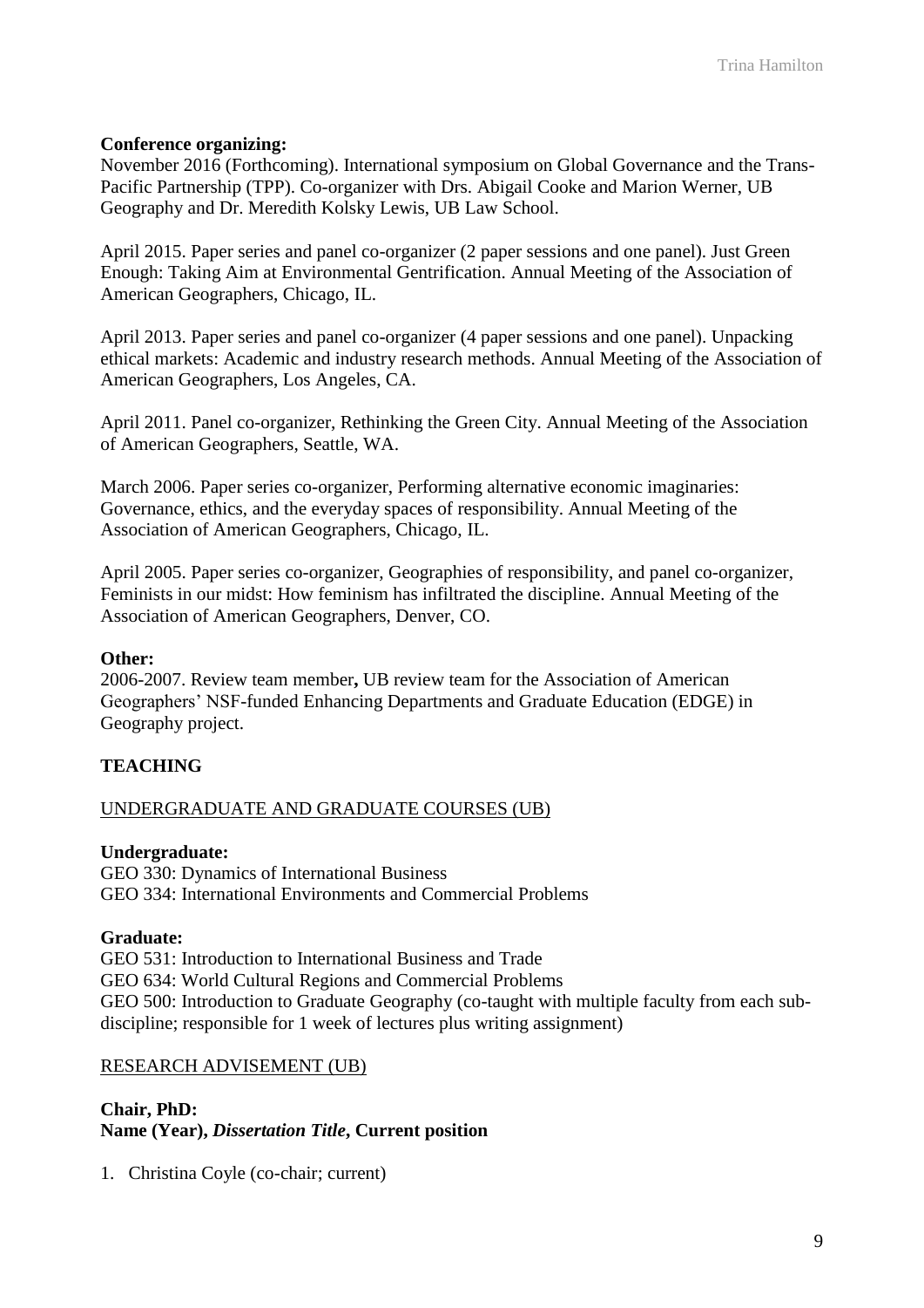**Conference organizing:**
November 2016 (Forthcoming). International symposium on Global Governance and the Trans-Pacific Partnership (TPP). Co-organizer with Drs. Abigail Cooke and Marion Werner, UB Geography and Dr. Meredith Kolsky Lewis, UB Law School.

April 2015. Paper series and panel co-organizer (2 paper sessions and one panel). Just Green Enough: Taking Aim at Environmental Gentrification. Annual Meeting of the Association of American Geographers, Chicago, IL.

April 2013. Paper series and panel co-organizer (4 paper sessions and one panel). Unpacking ethical markets: Academic and industry research methods. Annual Meeting of the Association of American Geographers, Los Angeles, CA.

April 2011. Panel co-organizer, Rethinking the Green City. Annual Meeting of the Association of American Geographers, Seattle, WA.

March 2006. Paper series co-organizer, Performing alternative economic imaginaries: Governance, ethics, and the everyday spaces of responsibility. Annual Meeting of the Association of American Geographers, Chicago, IL.

April 2005. Paper series co-organizer, Geographies of responsibility, and panel co-organizer, Feminists in our midst: How feminism has infiltrated the discipline. Annual Meeting of the Association of American Geographers, Denver, CO.

**Other:**
2006-2007. Review team member**,** UB review team for the Association of American Geographers' NSF-funded Enhancing Departments and Graduate Education (EDGE) in Geography project.

## TEACHING

<u>UNDERGRADUATE AND GRADUATE COURSES (UB)</u>

**Undergraduate:**
GEO 330: Dynamics of International Business
GEO 334: International Environments and Commercial Problems

**Graduate:**
GEO 531: Introduction to International Business and Trade
GEO 634: World Cultural Regions and Commercial Problems
GEO 500: Introduction to Graduate Geography (co-taught with multiple faculty from each sub-discipline; responsible for 1 week of lectures plus writing assignment)

<u>RESEARCH ADVISEMENT (UB)</u>

**Chair, PhD:**
**Name (Year),** ***Dissertation Title*****, Current position**

1. Christina Coyle (co-chair; current)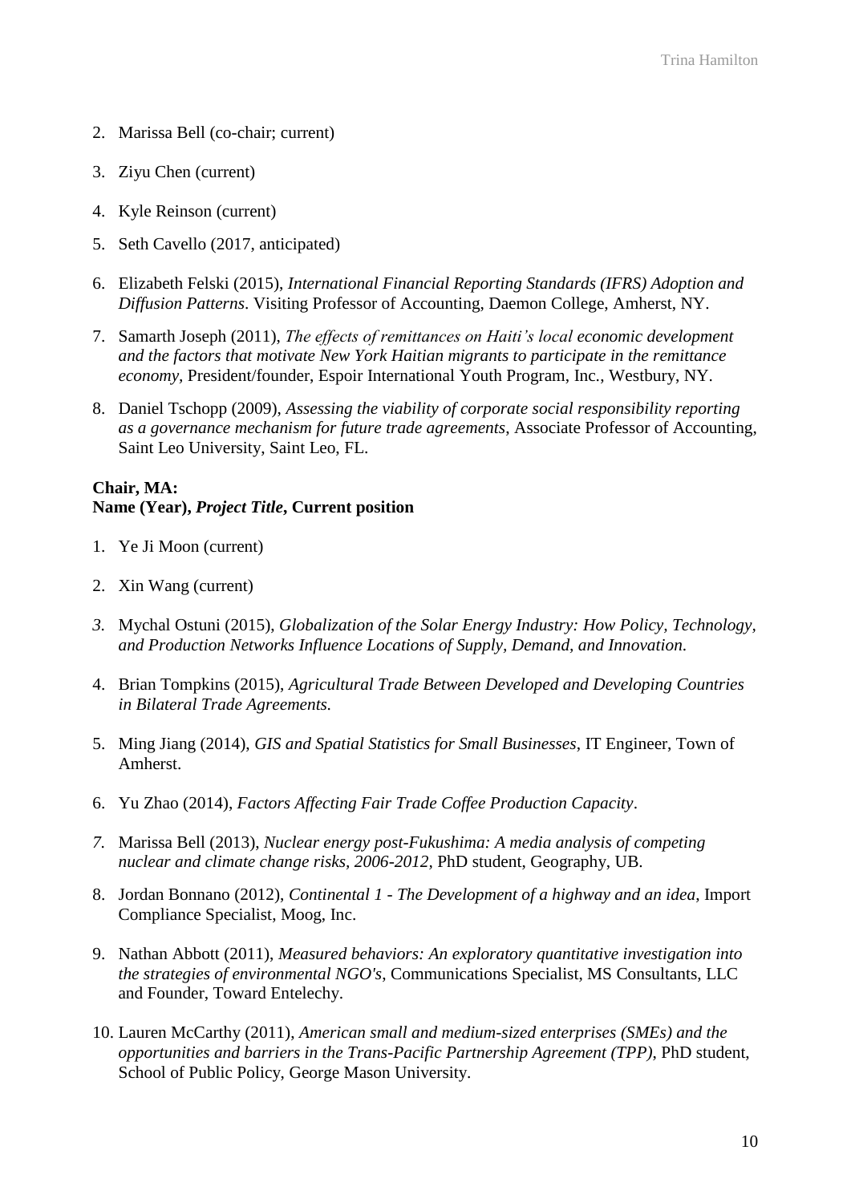2. Marissa Bell (co-chair; current)

3. Ziyu Chen (current)

4. Kyle Reinson (current)

5. Seth Cavello (2017, anticipated)

6. Elizabeth Felski (2015), *International Financial Reporting Standards (IFRS) Adoption and Diffusion Patterns*. Visiting Professor of Accounting, Daemon College, Amherst, NY.

7. Samarth Joseph (2011), *The effects of remittances on Haiti's local economic development and the factors that motivate New York Haitian migrants to participate in the remittance economy*, President/founder, Espoir International Youth Program, Inc., Westbury, NY.

8. Daniel Tschopp (2009), *Assessing the viability of corporate social responsibility reporting as a governance mechanism for future trade agreements*, Associate Professor of Accounting, Saint Leo University, Saint Leo, FL.

**Chair, MA:**
**Name (Year), *Project Title*, Current position**

1. Ye Ji Moon (current)

2. Xin Wang (current)

3. Mychal Ostuni (2015), *Globalization of the Solar Energy Industry: How Policy, Technology, and Production Networks Influence Locations of Supply, Demand, and Innovation*.

4. Brian Tompkins (2015), *Agricultural Trade Between Developed and Developing Countries in Bilateral Trade Agreements.*

5. Ming Jiang (2014), *GIS and Spatial Statistics for Small Businesses*, IT Engineer, Town of Amherst.

6. Yu Zhao (2014), *Factors Affecting Fair Trade Coffee Production Capacity*.

7. Marissa Bell (2013), *Nuclear energy post-Fukushima: A media analysis of competing nuclear and climate change risks, 2006-2012*, PhD student, Geography, UB.

8. Jordan Bonnano (2012), *Continental 1 - The Development of a highway and an idea*, Import Compliance Specialist, Moog, Inc.

9. Nathan Abbott (2011), *Measured behaviors: An exploratory quantitative investigation into the strategies of environmental NGO's*, Communications Specialist, MS Consultants, LLC and Founder, Toward Entelechy.

10. Lauren McCarthy (2011), *American small and medium-sized enterprises (SMEs) and the opportunities and barriers in the Trans-Pacific Partnership Agreement (TPP)*, PhD student, School of Public Policy, George Mason University.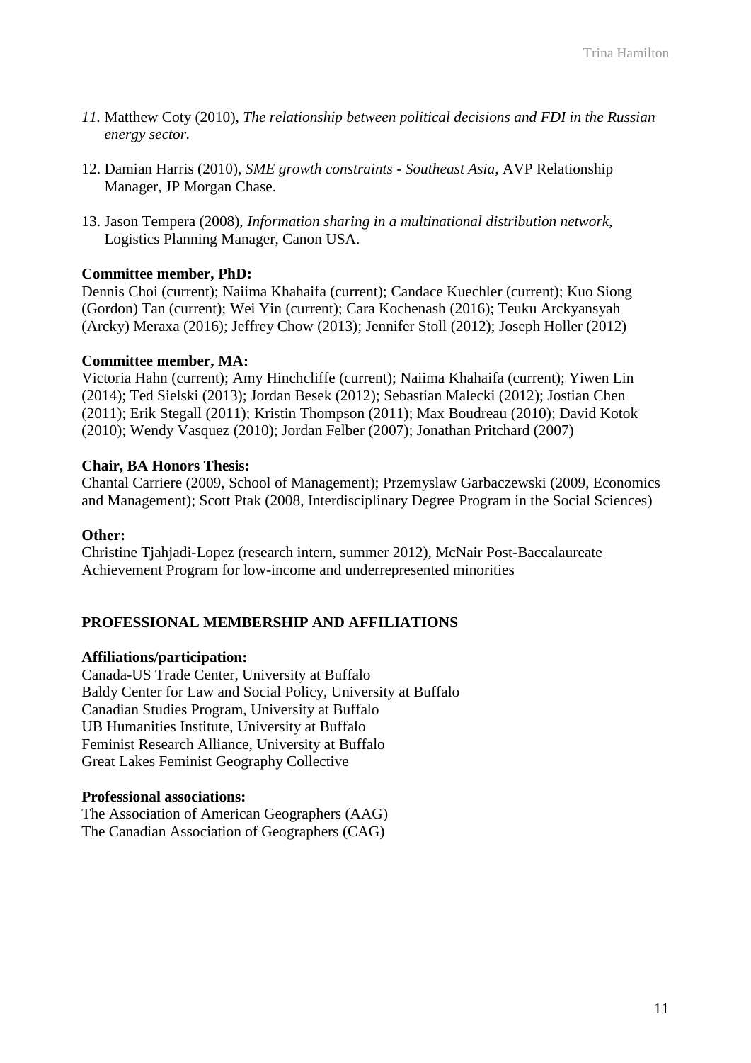11. Matthew Coty (2010), *The relationship between political decisions and FDI in the Russian energy sector.*

12. Damian Harris (2010), *SME growth constraints - Southeast Asia*, AVP Relationship Manager, JP Morgan Chase.

13. Jason Tempera (2008), *Information sharing in a multinational distribution network*, Logistics Planning Manager, Canon USA.

**Committee member, PhD:**
Dennis Choi (current); Naiima Khahaifa (current); Candace Kuechler (current); Kuo Siong (Gordon) Tan (current); Wei Yin (current); Cara Kochenash (2016); Teuku Arckyansyah (Arcky) Meraxa (2016); Jeffrey Chow (2013); Jennifer Stoll (2012); Joseph Holler (2012)

**Committee member, MA:**
Victoria Hahn (current); Amy Hinchcliffe (current); Naiima Khahaifa (current); Yiwen Lin (2014); Ted Sielski (2013); Jordan Besek (2012); Sebastian Malecki (2012); Jostian Chen (2011); Erik Stegall (2011); Kristin Thompson (2011); Max Boudreau (2010); David Kotok (2010); Wendy Vasquez (2010); Jordan Felber (2007); Jonathan Pritchard (2007)

**Chair, BA Honors Thesis:**
Chantal Carriere (2009, School of Management); Przemyslaw Garbaczewski (2009, Economics and Management); Scott Ptak (2008, Interdisciplinary Degree Program in the Social Sciences)

**Other:**
Christine Tjahjadi-Lopez (research intern, summer 2012), McNair Post-Baccalaureate Achievement Program for low-income and underrepresented minorities

## PROFESSIONAL MEMBERSHIP AND AFFILIATIONS

**Affiliations/participation:**
Canada-US Trade Center, University at Buffalo
Baldy Center for Law and Social Policy, University at Buffalo
Canadian Studies Program, University at Buffalo
UB Humanities Institute, University at Buffalo
Feminist Research Alliance, University at Buffalo
Great Lakes Feminist Geography Collective

**Professional associations:**
The Association of American Geographers (AAG)
The Canadian Association of Geographers (CAG)